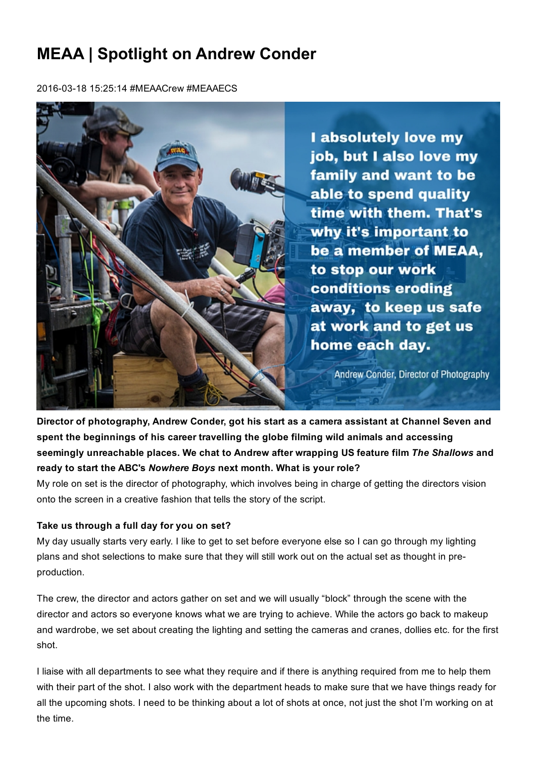# MEAA | Spotlight on Andrew Conder

2016-03-18 15:25:14 #MEAACrew #MEAAECS

I absolutely love my job, but I also love my family and want to be able to spend quality time with them. That's why it's important to be a member of MEAA, to stop our work conditions eroding away, to keep us safe at work and to get us home each day.

Andrew Conder, Director of Photography

**Director of photography, Andrew Conder, got his start as a camera assistant at Channel Seven and spent the beginnings of his career travelling the globe filming wild animals and accessing seemingly unreachable places. We chat to Andrew after wrapping US feature film *The Shallows* and ready to start the ABC's *Nowhere Boys* next month. What is your role?**

My role on set is the director of photography, which involves being in charge of getting the directors vision onto the screen in a creative fashion that tells the story of the script.

**Take us through a full day for you on set?**

My day usually starts very early. I like to get to set before everyone else so I can go through my lighting plans and shot selections to make sure that they will still work out on the actual set as thought in pre-production.

The crew, the director and actors gather on set and we will usually "block" through the scene with the director and actors so everyone knows what we are trying to achieve. While the actors go back to makeup and wardrobe, we set about creating the lighting and setting the cameras and cranes, dollies etc. for the first shot.

I liaise with all departments to see what they require and if there is anything required from me to help them with their part of the shot. I also work with the department heads to make sure that we have things ready for all the upcoming shots. I need to be thinking about a lot of shots at once, not just the shot I'm working on at the time.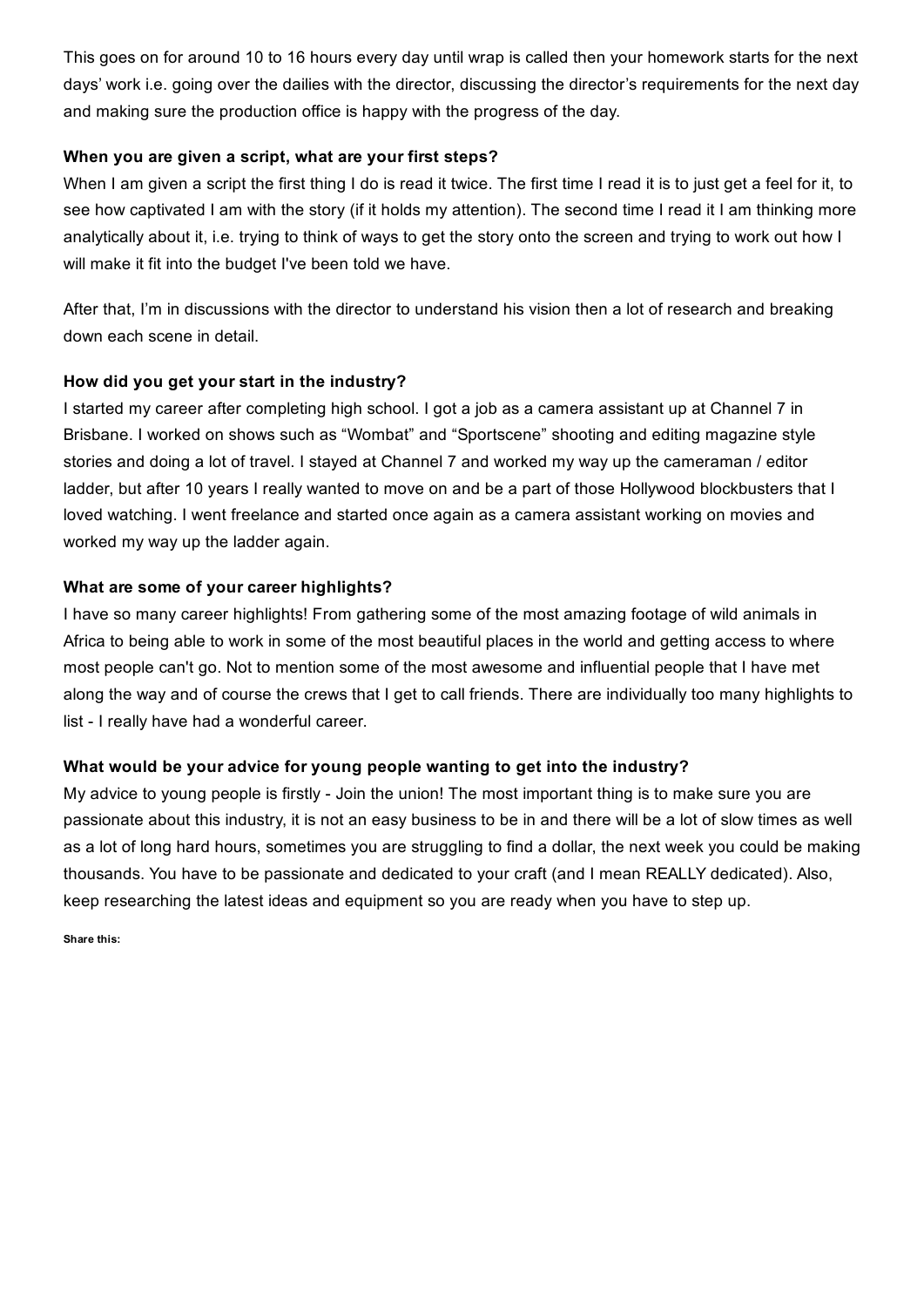This goes on for around 10 to 16 hours every day until wrap is called then your homework starts for the next days' work i.e. going over the dailies with the director, discussing the director's requirements for the next day and making sure the production office is happy with the progress of the day.

**When you are given a script, what are your first steps?**

When I am given a script the first thing I do is read it twice. The first time I read it is to just get a feel for it, to see how captivated I am with the story (if it holds my attention). The second time I read it I am thinking more analytically about it, i.e. trying to think of ways to get the story onto the screen and trying to work out how I will make it fit into the budget I've been told we have.

After that, I'm in discussions with the director to understand his vision then a lot of research and breaking down each scene in detail.

**How did you get your start in the industry?**

I started my career after completing high school. I got a job as a camera assistant up at Channel 7 in Brisbane. I worked on shows such as "Wombat" and "Sportscene" shooting and editing magazine style stories and doing a lot of travel. I stayed at Channel 7 and worked my way up the cameraman / editor ladder, but after 10 years I really wanted to move on and be a part of those Hollywood blockbusters that I loved watching. I went freelance and started once again as a camera assistant working on movies and worked my way up the ladder again.

**What are some of your career highlights?**

I have so many career highlights! From gathering some of the most amazing footage of wild animals in Africa to being able to work in some of the most beautiful places in the world and getting access to where most people can't go. Not to mention some of the most awesome and influential people that I have met along the way and of course the crews that I get to call friends. There are individually too many highlights to list - I really have had a wonderful career.

**What would be your advice for young people wanting to get into the industry?**

My advice to young people is firstly - Join the union! The most important thing is to make sure you are passionate about this industry, it is not an easy business to be in and there will be a lot of slow times as well as a lot of long hard hours, sometimes you are struggling to find a dollar, the next week you could be making thousands. You have to be passionate and dedicated to your craft (and I mean REALLY dedicated). Also, keep researching the latest ideas and equipment so you are ready when you have to step up.

**Share this:**